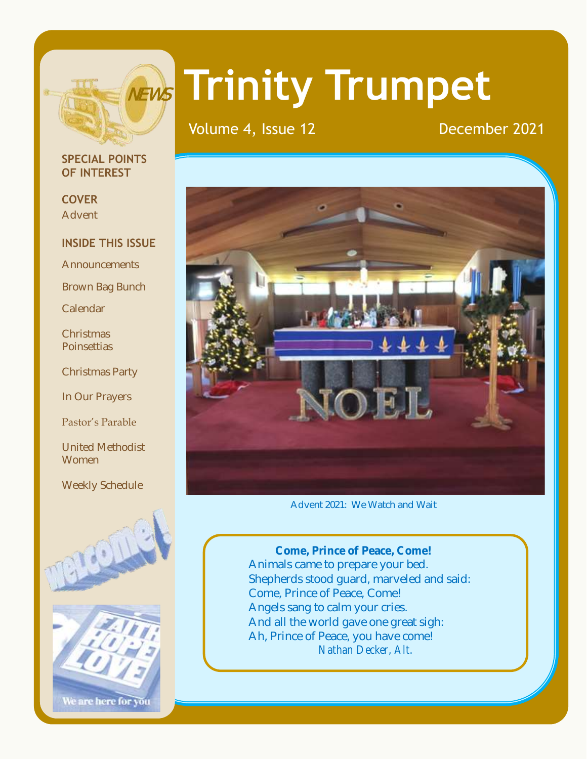# Trinity Trumpet

Volume 4, Issue 12 — December 2021

**SPECIAL POINTS OF INTEREST**

**COVER**
Advent

**INSIDE THIS ISSUE**

- Announcements
- Brown Bag Bunch
- Calendar
- Christmas Poinsettias
- Christmas Party
- In Our Prayers
- Pastor's Parable
- United Methodist Women
- Weekly Schedule

Advent 2021: We Watch and Wait

**Come, Prince of Peace, Come!**

Animals came to prepare your bed.
Shepherds stood guard, marveled and said:
Come, Prince of Peace, Come!
Angels sang to calm your cries.
And all the world gave one great sigh:
Ah, Prince of Peace, you have come!

*Nathan Decker, Alt.*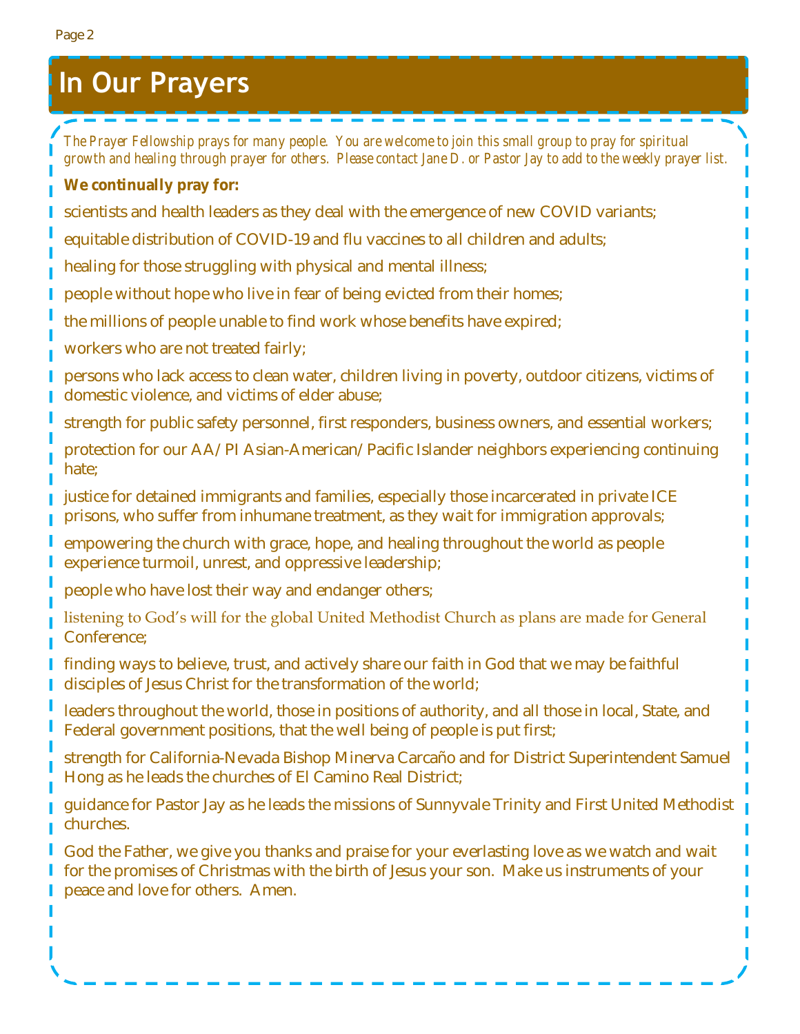# In Our Prayers

*The Prayer Fellowship prays for many people. You are welcome to join this small group to pray for spiritual growth and healing through prayer for others. Please contact Jane D. or Pastor Jay to add to the weekly prayer list.*

**We continually pray for:**

scientists and health leaders as they deal with the emergence of new COVID variants;

equitable distribution of COVID-19 and flu vaccines to all children and adults;

healing for those struggling with physical and mental illness;

people without hope who live in fear of being evicted from their homes;

the millions of people unable to find work whose benefits have expired;

workers who are not treated fairly;

persons who lack access to clean water, children living in poverty, outdoor citizens, victims of domestic violence, and victims of elder abuse;

strength for public safety personnel, first responders, business owners, and essential workers;

protection for our AA/PI Asian-American/Pacific Islander neighbors experiencing continuing hate;

justice for detained immigrants and families, especially those incarcerated in private ICE prisons, who suffer from inhumane treatment, as they wait for immigration approvals;

empowering the church with grace, hope, and healing throughout the world as people experience turmoil, unrest, and oppressive leadership;

people who have lost their way and endanger others;

listening to God's will for the global United Methodist Church as plans are made for General Conference;

finding ways to believe, trust, and actively share our faith in God that we may be faithful disciples of Jesus Christ for the transformation of the world;

leaders throughout the world, those in positions of authority, and all those in local, State, and Federal government positions, that the well being of people is put first;

strength for California-Nevada Bishop Minerva Carcaño and for District Superintendent Samuel Hong as he leads the churches of El Camino Real District;

guidance for Pastor Jay as he leads the missions of Sunnyvale Trinity and First United Methodist churches.

God the Father, we give you thanks and praise for your everlasting love as we watch and wait for the promises of Christmas with the birth of Jesus your son. Make us instruments of your peace and love for others. Amen.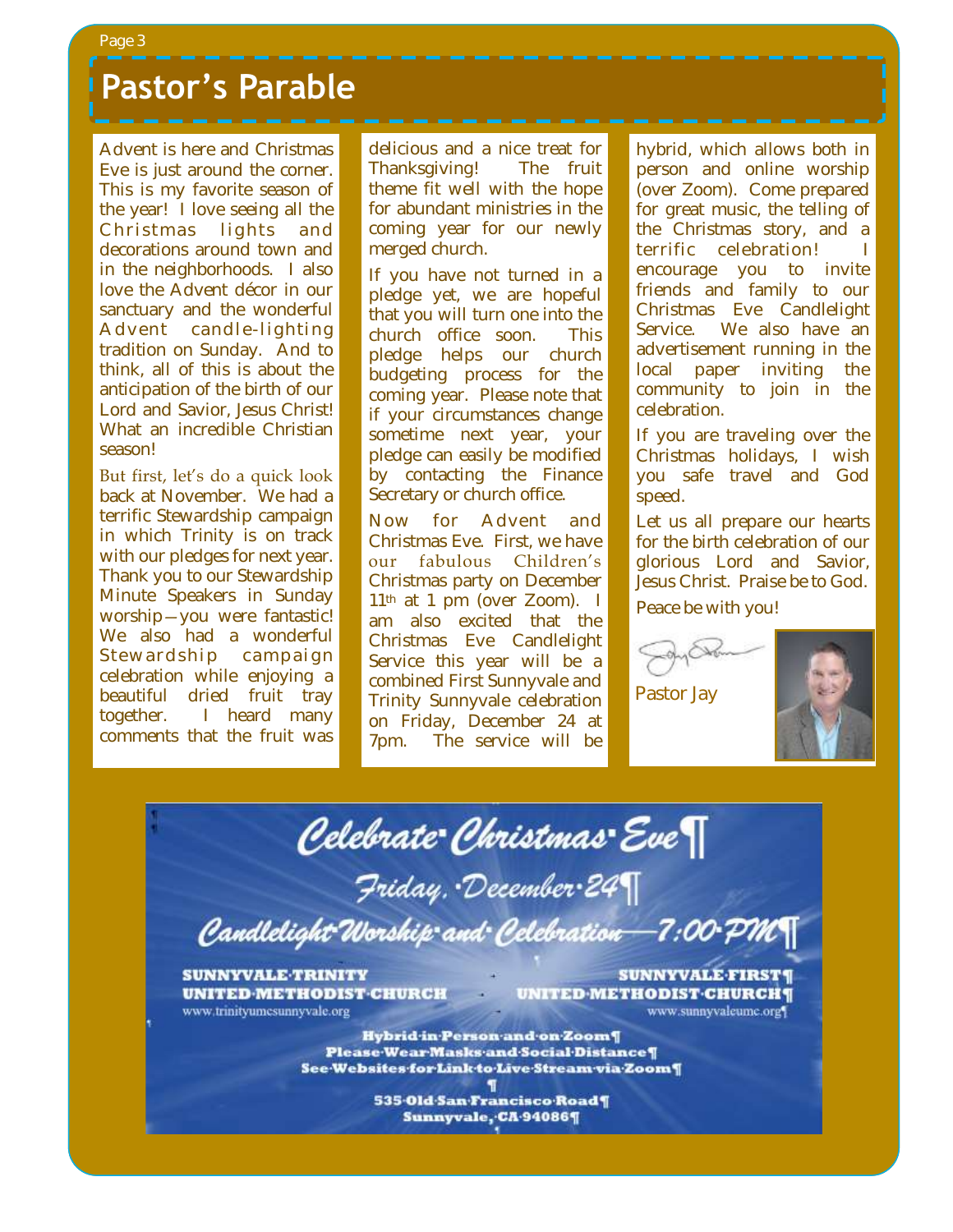# Pastor's Parable

Advent is here and Christmas Eve is just around the corner. This is my favorite season of the year! I love seeing all the Christmas lights and decorations around town and in the neighborhoods. I also love the Advent décor in our sanctuary and the wonderful Advent candle-lighting tradition on Sunday. And to think, all of this is about the anticipation of the birth of our Lord and Savior, Jesus Christ! What an incredible Christian season!

But first, let's do a quick look back at November. We had a terrific Stewardship campaign in which Trinity is on track with our pledges for next year. Thank you to our Stewardship Minute Speakers in Sunday worship—you were fantastic! We also had a wonderful Stewardship campaign celebration while enjoying a beautiful dried fruit tray together. I heard many comments that the fruit was delicious and a nice treat for Thanksgiving! The fruit theme fit well with the hope for abundant ministries in the coming year for our newly merged church.

If you have not turned in a pledge yet, we are hopeful that you will turn one into the church office soon. This pledge helps our church budgeting process for the coming year. Please note that if your circumstances change sometime next year, your pledge can easily be modified by contacting the Finance Secretary or church office.

Now for Advent and Christmas Eve. First, we have our fabulous Children's Christmas party on December 11th at 1 pm (over Zoom). I am also excited that the Christmas Eve Candlelight Service this year will be a combined First Sunnyvale and Trinity Sunnyvale celebration on Friday, December 24 at 7pm. The service will be hybrid, which allows both in person and online worship (over Zoom). Come prepared for great music, the telling of the Christmas story, and a terrific celebration! I encourage you to invite friends and family to our Christmas Eve Candlelight Service. We also have an advertisement running in the local paper inviting the community to join in the celebration.

If you are traveling over the Christmas holidays, I wish you safe travel and God speed.

Let us all prepare our hearts for the birth celebration of our glorious Lord and Savior, Jesus Christ. Praise be to God.

Peace be with you!

Pastor Jay

## Celebrate Christmas Eve

### Friday, December 24

### Candlelight Worship and Celebration—7:00 PM

**SUNNYVALE TRINITY UNITED METHODIST CHURCH**
www.trinityumcsunnyvale.org

**SUNNYVALE FIRST UNITED METHODIST CHURCH**
www.sunnyvaleumc.org

**Hybrid in Person and on Zoom**
**Please Wear Masks and Social Distance**
**See Websites for Link to Live Stream via Zoom**

**535 Old San Francisco Road**
**Sunnyvale, CA 94086**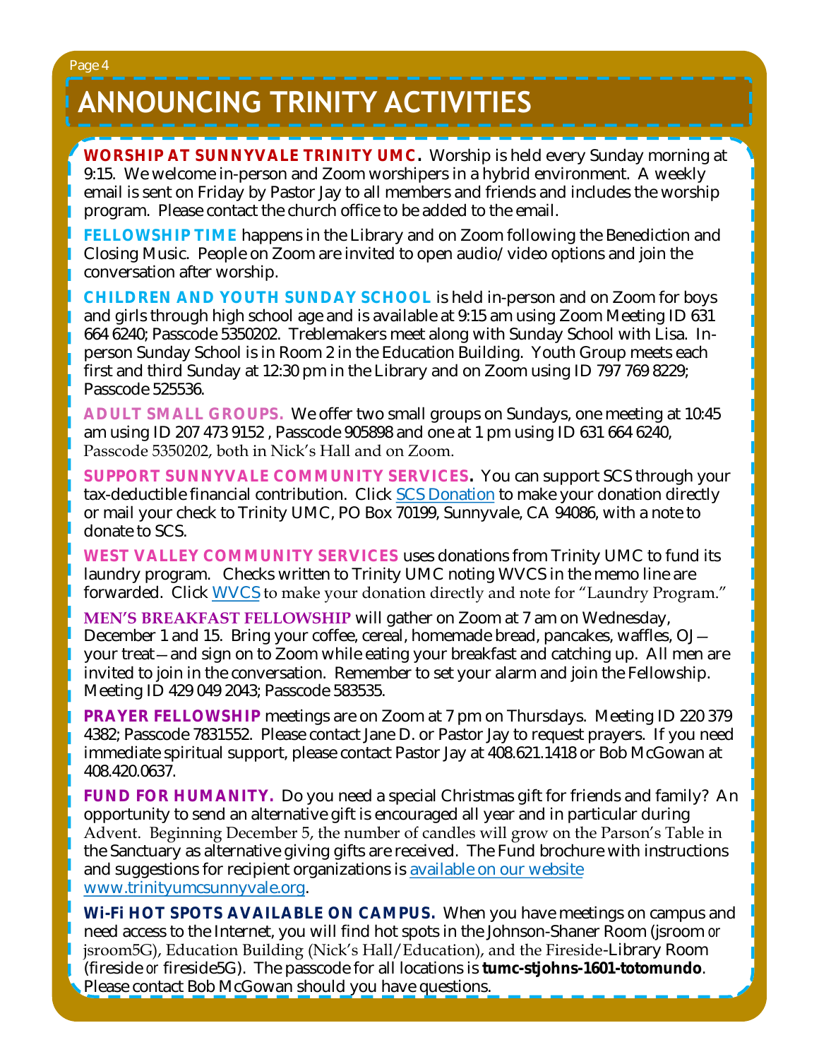# ANNOUNCING TRINITY ACTIVITIES

**WORSHIP AT SUNNYVALE TRINITY UMC.** Worship is held every Sunday morning at 9:15. We welcome in-person and Zoom worshipers in a hybrid environment. A weekly email is sent on Friday by Pastor Jay to all members and friends and includes the worship program. Please contact the church office to be added to the email.

**FELLOWSHIP TIME** happens in the Library and on Zoom following the Benediction and Closing Music. People on Zoom are invited to open audio/video options and join the conversation after worship.

**CHILDREN AND YOUTH SUNDAY SCHOOL** is held in-person and on Zoom for boys and girls through high school age and is available at 9:15 am using Zoom Meeting ID 631 664 6240; Passcode 5350202. Treblemakers meet along with Sunday School with Lisa. In-person Sunday School is in Room 2 in the Education Building. Youth Group meets each first and third Sunday at 12:30 pm in the Library and on Zoom using ID 797 769 8229; Passcode 525536.

**ADULT SMALL GROUPS.** We offer two small groups on Sundays, one meeting at 10:45 am using ID 207 473 9152 , Passcode 905898 and one at 1 pm using ID 631 664 6240, Passcode 5350202, both in Nick's Hall and on Zoom.

**SUPPORT SUNNYVALE COMMUNITY SERVICES.** You can support SCS through your tax-deductible financial contribution. Click SCS Donation to make your donation directly or mail your check to Trinity UMC, PO Box 70199, Sunnyvale, CA 94086, with a note to donate to SCS.

**WEST VALLEY COMMUNITY SERVICES** uses donations from Trinity UMC to fund its laundry program. Checks written to Trinity UMC noting WVCS in the memo line are forwarded. Click WVCS to make your donation directly and note for "Laundry Program."

**MEN'S BREAKFAST FELLOWSHIP** will gather on Zoom at 7 am on Wednesday, December 1 and 15. Bring your coffee, cereal, homemade bread, pancakes, waffles, OJ—your treat—and sign on to Zoom while eating your breakfast and catching up. All men are invited to join in the conversation. Remember to set your alarm and join the Fellowship. Meeting ID 429 049 2043; Passcode 583535.

**PRAYER FELLOWSHIP** meetings are on Zoom at 7 pm on Thursdays. Meeting ID 220 379 4382; Passcode 7831552. Please contact Jane D. or Pastor Jay to request prayers. If you need immediate spiritual support, please contact Pastor Jay at 408.621.1418 or Bob McGowan at 408.420.0637.

**FUND FOR HUMANITY.** Do you need a special Christmas gift for friends and family? An opportunity to send an alternative gift is encouraged all year and in particular during Advent. Beginning December 5, the number of candles will grow on the Parson's Table in the Sanctuary as alternative giving gifts are received. The Fund brochure with instructions and suggestions for recipient organizations is available on our website www.trinityumcsunnyvale.org.

**Wi-Fi HOT SPOTS AVAILABLE ON CAMPUS.** When you have meetings on campus and need access to the Internet, you will find hot spots in the Johnson-Shaner Room (jsroom or jsroom5G), Education Building (Nick's Hall/Education), and the Fireside-Library Room (fireside or fireside5G). The passcode for all locations is **tumc-stjohns-1601-totomundo**. Please contact Bob McGowan should you have questions.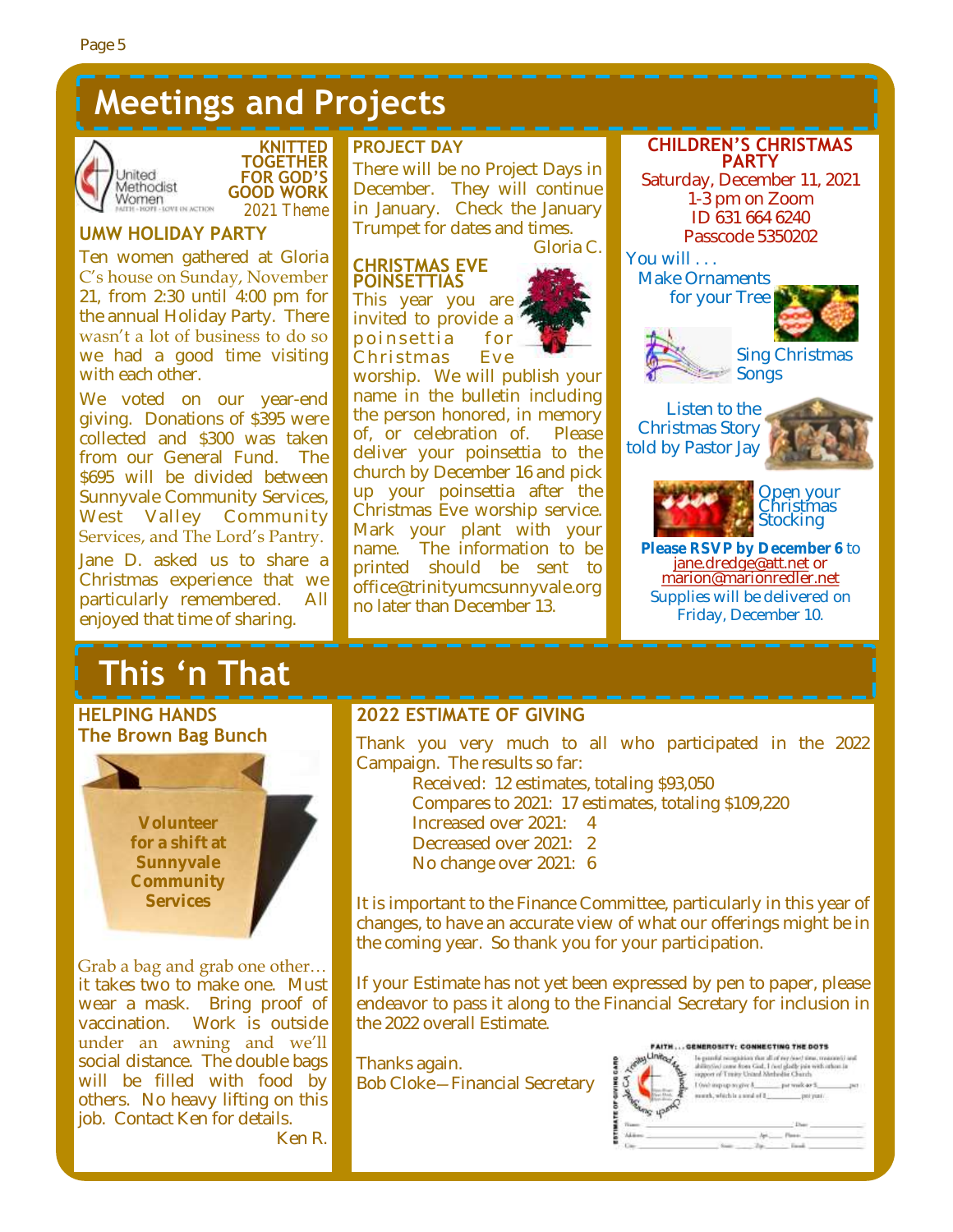# Meetings and Projects

United Methodist Women
FAITH · HOPE · LOVE IN ACTION

**KNITTED TOGETHER FOR GOD'S GOOD WORK**
*2021 Theme*

## UMW HOLIDAY PARTY

Ten women gathered at Gloria C's house on Sunday, November 21, from 2:30 until 4:00 pm for the annual Holiday Party. There wasn't a lot of business to do so we had a good time visiting with each other.

We voted on our year-end giving. Donations of $395 were collected and $300 was taken from our General Fund. The $695 will be divided between Sunnyvale Community Services, West Valley Community Services, and The Lord's Pantry.

Jane D. asked us to share a Christmas experience that we particularly remembered. All enjoyed that time of sharing.

## PROJECT DAY

There will be no Project Days in December. They will continue in January. Check the January Trumpet for dates and times.

Gloria C.

## CHRISTMAS EVE POINSETTIAS

This year you are invited to provide a poinsettia for Christmas Eve worship. We will publish your name in the bulletin including the person honored, in memory of, or celebration of. Please deliver your poinsettia to the church by December 16 and pick up your poinsettia after the Christmas Eve worship service. Mark your plant with your name. The information to be printed should be sent to office@trinityumcsunnyvale.org no later than December 13.

## CHILDREN'S CHRISTMAS PARTY

Saturday, December 11, 2021
1-3 pm on Zoom
ID 631 664 6240
Passcode 5350202

You will . . .

- Make Ornaments for your Tree
- Sing Christmas Songs
- Listen to the Christmas Story told by Pastor Jay
- Open your Christmas Stocking

**Please RSVP by December 6** to jane.dredge@att.net or marion@marionredler.net

Supplies will be delivered on Friday, December 10.

# This 'n That

## HELPING HANDS
## The Brown Bag Bunch

**Volunteer for a shift at Sunnyvale Community Services**

Grab a bag and grab one other… it takes two to make one. Must wear a mask. Bring proof of vaccination. Work is outside under an awning and we'll social distance. The double bags will be filled with food by others. No heavy lifting on this job. Contact Ken for details.

Ken R.

## 2022 ESTIMATE OF GIVING

Thank you very much to all who participated in the 2022 Campaign. The results so far:

Received: 12 estimates, totaling $93,050
Compares to 2021: 17 estimates, totaling $109,220
Increased over 2021: 4
Decreased over 2021: 2
No change over 2021: 6

It is important to the Finance Committee, particularly in this year of changes, to have an accurate view of what our offerings might be in the coming year. So thank you for your participation.

If your Estimate has not yet been expressed by pen to paper, please endeavor to pass it along to the Financial Secretary for inclusion in the 2022 overall Estimate.

Thanks again.
Bob Cloke—Financial Secretary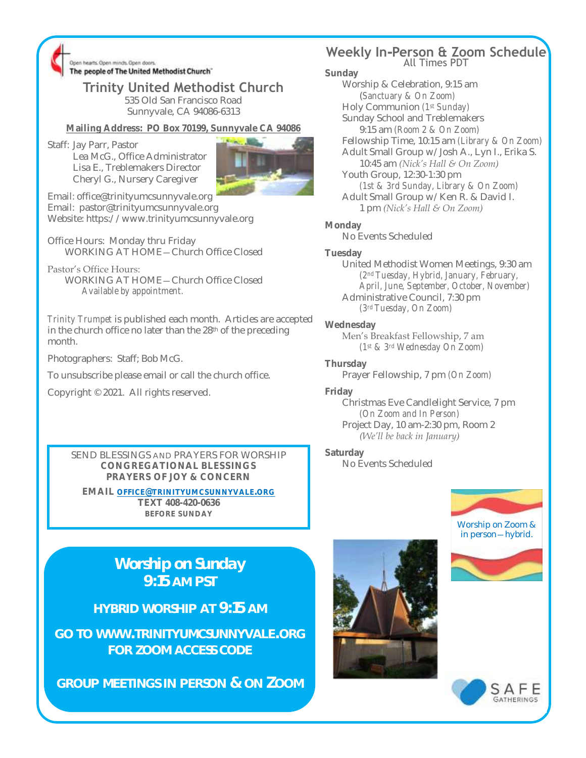Open hearts. Open minds. Open doors.
The people of The United Methodist Church™

## Trinity United Methodist Church

535 Old San Francisco Road
Sunnyvale, CA 94086-6313

**Mailing Address: PO Box 70199, Sunnyvale CA 94086**

Staff: Jay Parr, Pastor
Lea McG., Office Administrator
Lisa E., Treblemakers Director
Cheryl G., Nursery Caregiver

Email: office@trinityumcsunnyvale.org
Email: pastor@trinityumcsunnyvale.org
Website: https://www.trinityumcsunnyvale.org

Office Hours: Monday thru Friday
WORKING AT HOME—Church Office Closed

Pastor's Office Hours:
WORKING AT HOME—Church Office Closed
*Available by appointment.*

*Trinity Trumpet* is published each month. Articles are accepted in the church office no later than the 28th of the preceding month.

Photographers: Staff; Bob McG.

To unsubscribe please email or call the church office.

Copyright © 2021. All rights reserved.

SEND BLESSINGS AND PRAYERS FOR WORSHIP
**CONGREGATIONAL BLESSINGS**
**PRAYERS OF JOY & CONCERN**
**EMAIL OFFICE@TRINITYUMCSUNNYVALE.ORG**
**TEXT 408-420-0636**
**BEFORE SUNDAY**

**Worship on Sunday**
**9:15 AM PST**

**HYBRID WORSHIP AT 9:15 AM**

**GO TO WWW.TRINITYUMCSUNNYVALE.ORG FOR ZOOM ACCESS CODE**

**GROUP MEETINGS IN PERSON & ON ZOOM**

## Weekly In-Person & Zoom Schedule

All Times PDT

**Sunday**
Worship & Celebration, 9:15 am
*(Sanctuary & On Zoom)*
Holy Communion *(1st Sunday)*
Sunday School and Treblemakers
9:15 am *(Room 2 & On Zoom)*
Fellowship Time, 10:15 am *(Library & On Zoom)*
Adult Small Group w/ Josh A., Lyn I., Erika S.
10:45 am *(Nick's Hall & On Zoom)*
Youth Group, 12:30-1:30 pm
*(1st & 3rd Sunday, Library & On Zoom)*
Adult Small Group w/ Ken R. & David I.
1 pm *(Nick's Hall & On Zoom)*

**Monday**
No Events Scheduled

**Tuesday**
United Methodist Women Meetings, 9:30 am
*(2nd Tuesday, Hybrid, January, February, April, June, September, October, November)*
Administrative Council, 7:30 pm
*(3rd Tuesday, On Zoom)*

**Wednesday**
Men's Breakfast Fellowship, 7 am
*(1st & 3rd Wednesday On Zoom)*

**Thursday**
Prayer Fellowship, 7 pm *(On Zoom)*

**Friday**
Christmas Eve Candlelight Service, 7 pm
*(On Zoom and In Person)*
Project Day, 10 am-2:30 pm, Room 2
*(We'll be back in January)*

**Saturday**
No Events Scheduled

Worship on Zoom & in person—hybrid.

SAFE GATHERINGS